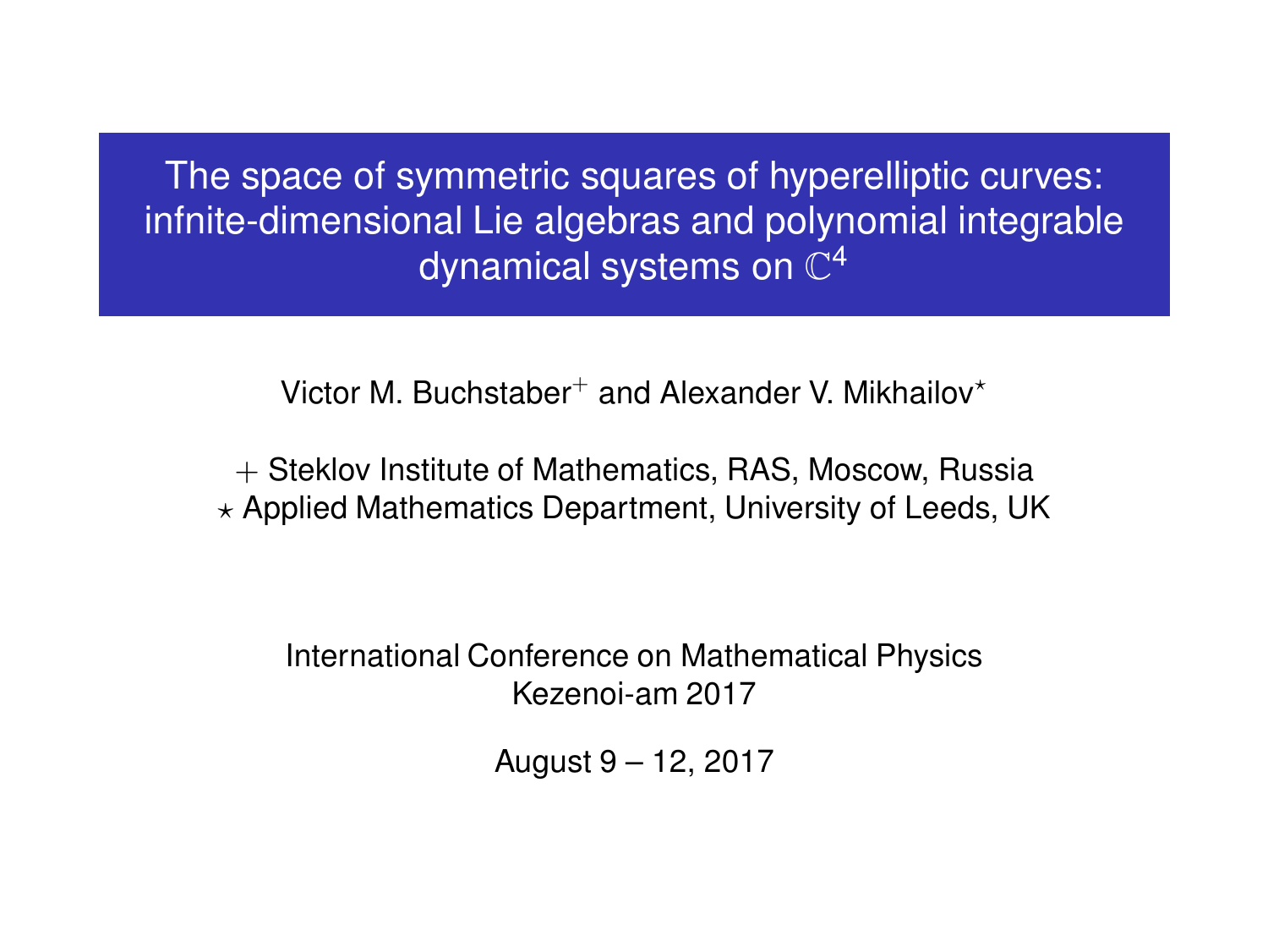# The space of symmetric squares of hyperelliptic curves: infnite-dimensional Lie algebras and polynomial integrable dynamical systems on $\mathbb{C}^4$

Victor M. Buchstaber[+] and Alexander V. Mikhailov[⋆]

+ Steklov Institute of Mathematics, RAS, Moscow, Russia
⋆ Applied Mathematics Department, University of Leeds, UK

International Conference on Mathematical Physics
Kezenoi-am 2017

August 9 – 12, 2017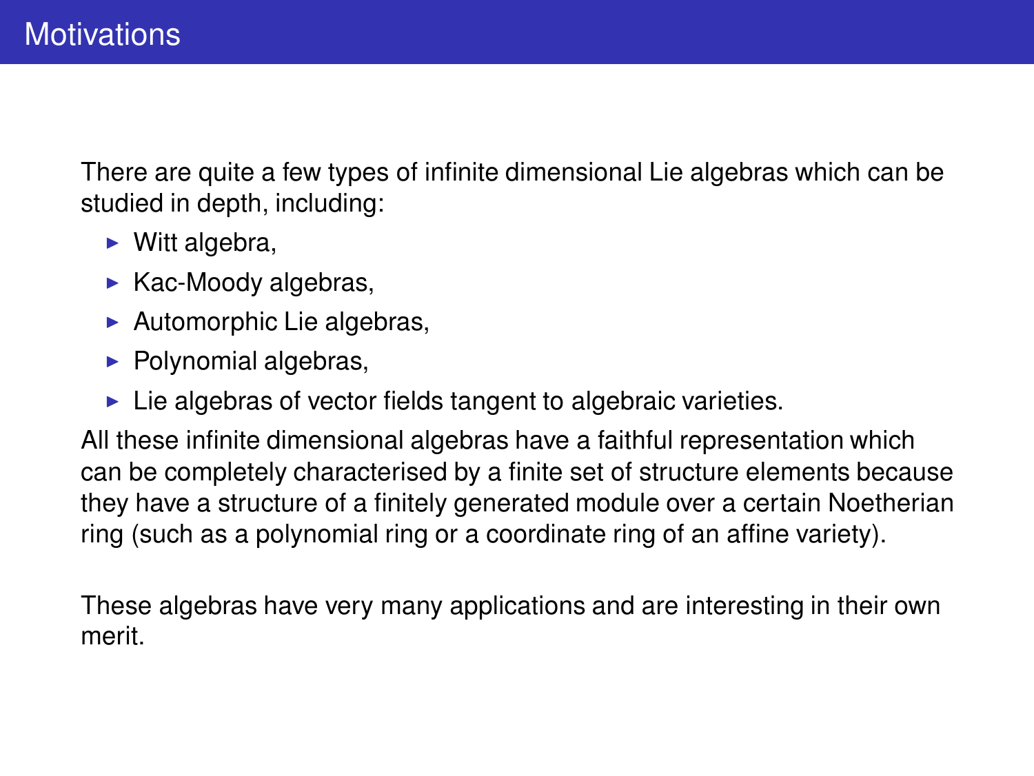# Motivations

There are quite a few types of infinite dimensional Lie algebras which can be studied in depth, including:

- Witt algebra,
- Kac-Moody algebras,
- Automorphic Lie algebras,
- Polynomial algebras,
- Lie algebras of vector fields tangent to algebraic varieties.

All these infinite dimensional algebras have a faithful representation which can be completely characterised by a finite set of structure elements because they have a structure of a finitely generated module over a certain Noetherian ring (such as a polynomial ring or a coordinate ring of an affine variety).

These algebras have very many applications and are interesting in their own merit.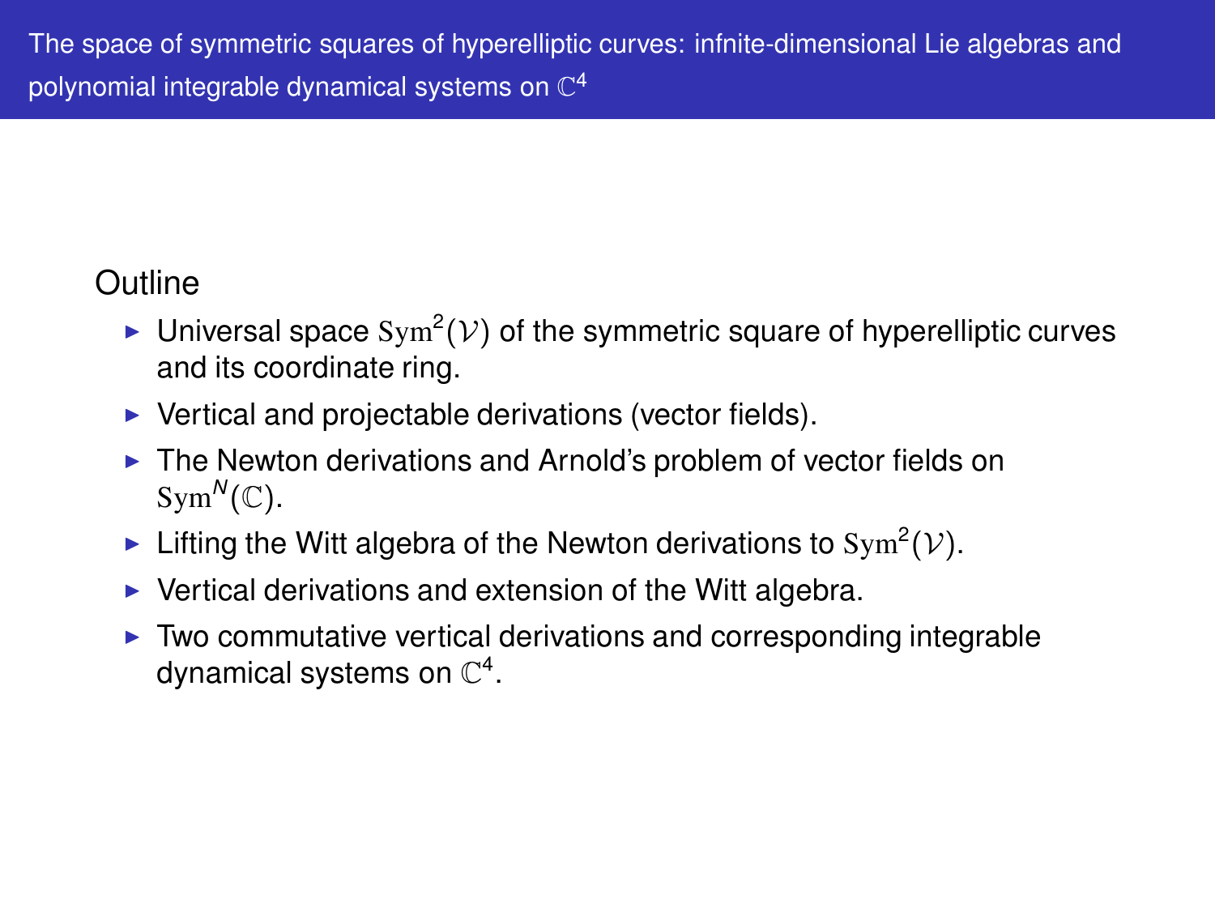## Outline

- Universal space $\mathrm{Sym}^2(\mathcal{V})$ of the symmetric square of hyperelliptic curves and its coordinate ring.
- Vertical and projectable derivations (vector fields).
- The Newton derivations and Arnold's problem of vector fields on $\mathrm{Sym}^N(\mathbb{C})$.
- Lifting the Witt algebra of the Newton derivations to $\mathrm{Sym}^2(\mathcal{V})$.
- Vertical derivations and extension of the Witt algebra.
- Two commutative vertical derivations and corresponding integrable dynamical systems on $\mathbb{C}^4$.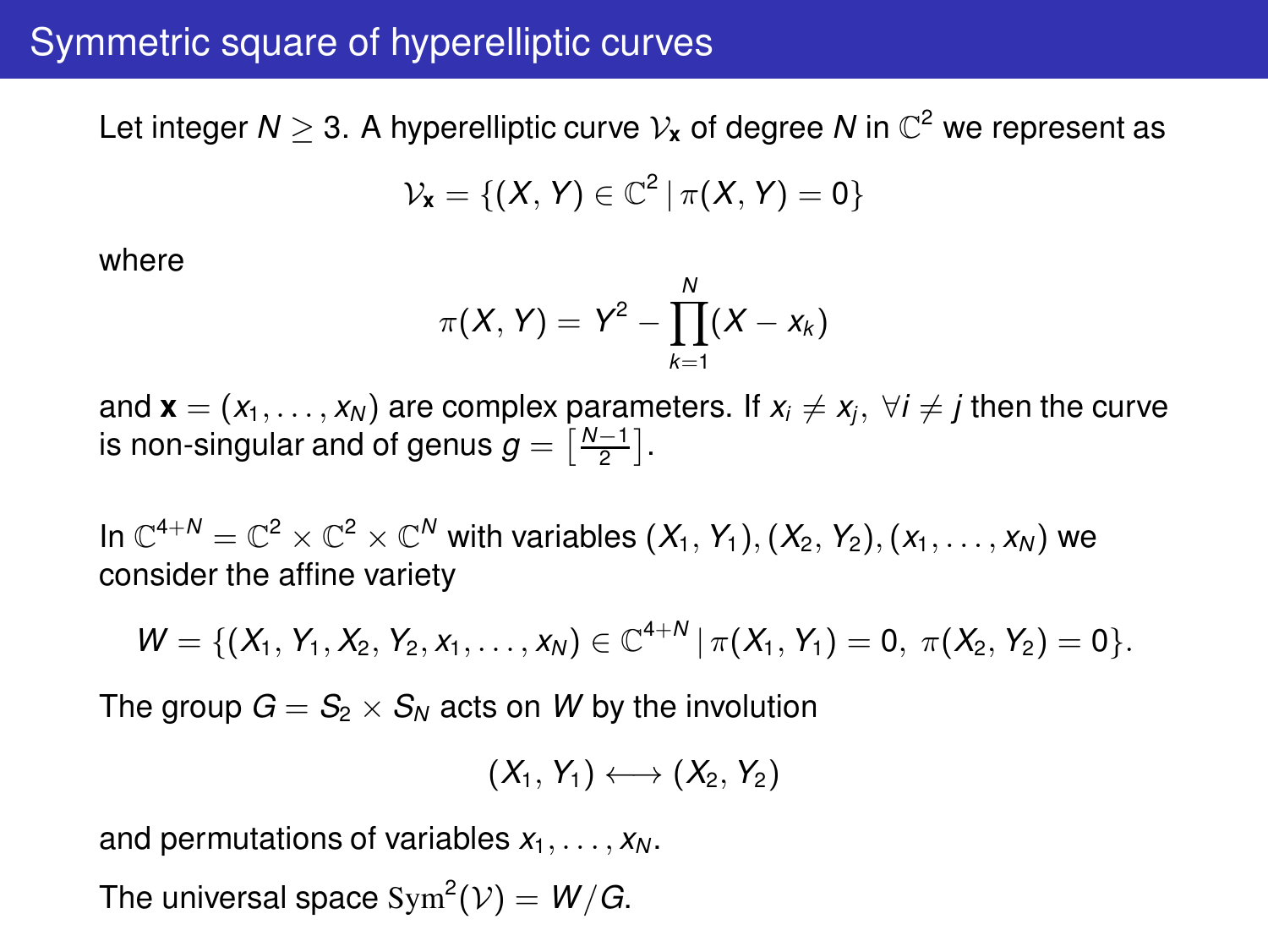# Symmetric square of hyperelliptic curves

Let integer $N \geq 3$. A hyperelliptic curve $\mathcal{V}_{\mathbf{x}}$ of degree $N$ in $\mathbb{C}^2$ we represent as

$$\mathcal{V}_{\mathbf{x}} = \{(X, Y) \in \mathbb{C}^2 \mid \pi(X, Y) = 0\}$$

where

$$\pi(X, Y) = Y^2 - \prod_{k=1}^{N} (X - x_k)$$

and $\mathbf{x} = (x_1, \ldots, x_N)$ are complex parameters. If $x_i \neq x_j, \; \forall i \neq j$ then the curve is non-singular and of genus $g = \left[\frac{N-1}{2}\right]$.

In $\mathbb{C}^{4+N} = \mathbb{C}^2 \times \mathbb{C}^2 \times \mathbb{C}^N$ with variables $(X_1, Y_1), (X_2, Y_2), (x_1, \ldots, x_N)$ we consider the affine variety

$$W = \{(X_1, Y_1, X_2, Y_2, x_1, \ldots, x_N) \in \mathbb{C}^{4+N} \mid \pi(X_1, Y_1) = 0, \; \pi(X_2, Y_2) = 0\}.$$

The group $G = S_2 \times S_N$ acts on $W$ by the involution

$$(X_1, Y_1) \longleftrightarrow (X_2, Y_2)$$

and permutations of variables $x_1, \ldots, x_N$.

The universal space $\mathrm{Sym}^2(\mathcal{V}) = W/G$.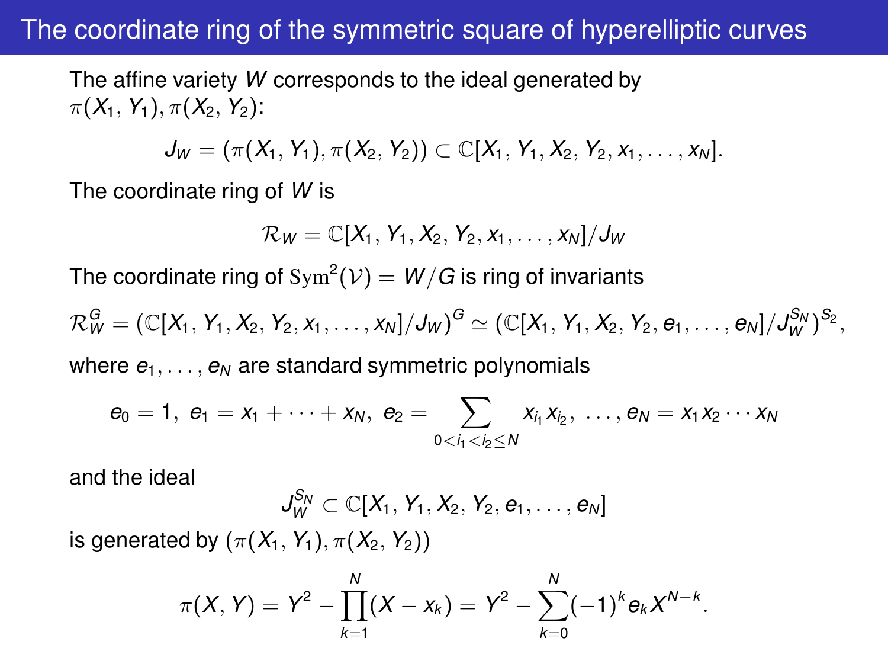# The coordinate ring of the symmetric square of hyperelliptic curves

The affine variety $W$ corresponds to the ideal generated by $\pi(X_1, Y_1), \pi(X_2, Y_2)$:

$$J_W = (\pi(X_1, Y_1), \pi(X_2, Y_2)) \subset \mathbb{C}[X_1, Y_1, X_2, Y_2, x_1, \ldots, x_N].$$

The coordinate ring of $W$ is

$$\mathcal{R}_W = \mathbb{C}[X_1, Y_1, X_2, Y_2, x_1, \ldots, x_N]/J_W$$

The coordinate ring of $\mathrm{Sym}^2(\mathcal{V}) = W/G$ is ring of invariants

$$\mathcal{R}_W^G = (\mathbb{C}[X_1, Y_1, X_2, Y_2, x_1, \ldots, x_N]/J_W)^G \simeq (\mathbb{C}[X_1, Y_1, X_2, Y_2, e_1, \ldots, e_N]/J_W^{S_N})^{S_2},$$

where $e_1, \ldots, e_N$ are standard symmetric polynomials

$$e_0 = 1,\ e_1 = x_1 + \cdots + x_N,\ e_2 = \sum_{0 < i_1 < i_2 \leq N} x_{i_1} x_{i_2},\ \ldots, e_N = x_1 x_2 \cdots x_N$$

and the ideal

$$J_W^{S_N} \subset \mathbb{C}[X_1, Y_1, X_2, Y_2, e_1, \ldots, e_N]$$

is generated by $(\pi(X_1, Y_1), \pi(X_2, Y_2))$

$$\pi(X, Y) = Y^2 - \prod_{k=1}^{N} (X - x_k) = Y^2 - \sum_{k=0}^{N} (-1)^k e_k X^{N-k}.$$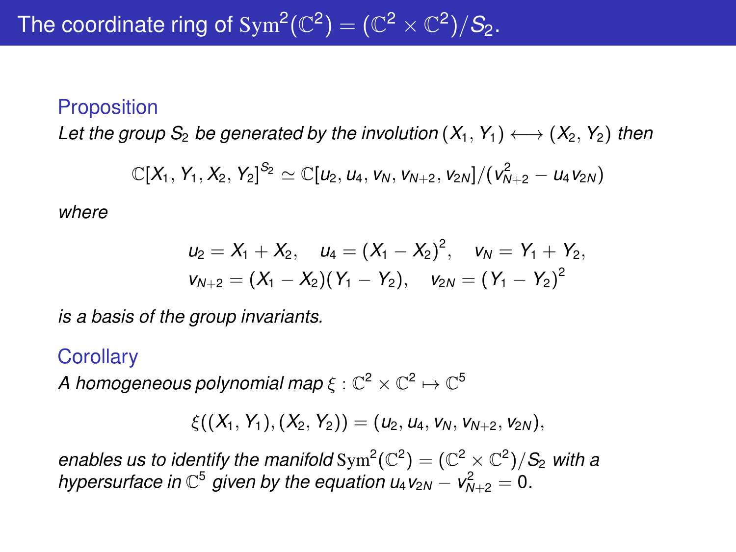# The coordinate ring of $\mathrm{Sym}^2(\mathbb{C}^2) = (\mathbb{C}^2 \times \mathbb{C}^2)/S_2$.

**Proposition**

*Let the group $S_2$ be generated by the involution $(X_1, Y_1) \longleftrightarrow (X_2, Y_2)$ then*

$$\mathbb{C}[X_1, Y_1, X_2, Y_2]^{S_2} \simeq \mathbb{C}[u_2, u_4, v_N, v_{N+2}, v_{2N}]/(v_{N+2}^2 - u_4 v_{2N})$$

*where*

$$u_2 = X_1 + X_2, \quad u_4 = (X_1 - X_2)^2, \quad v_N = Y_1 + Y_2,$$
$$v_{N+2} = (X_1 - X_2)(Y_1 - Y_2), \quad v_{2N} = (Y_1 - Y_2)^2$$

*is a basis of the group invariants.*

**Corollary**

*A homogeneous polynomial map $\xi : \mathbb{C}^2 \times \mathbb{C}^2 \mapsto \mathbb{C}^5$*

$$\xi((X_1, Y_1), (X_2, Y_2)) = (u_2, u_4, v_N, v_{N+2}, v_{2N}),$$

*enables us to identify the manifold $\mathrm{Sym}^2(\mathbb{C}^2) = (\mathbb{C}^2 \times \mathbb{C}^2)/S_2$ with a hypersurface in $\mathbb{C}^5$ given by the equation $u_4 v_{2N} - v_{N+2}^2 = 0$.*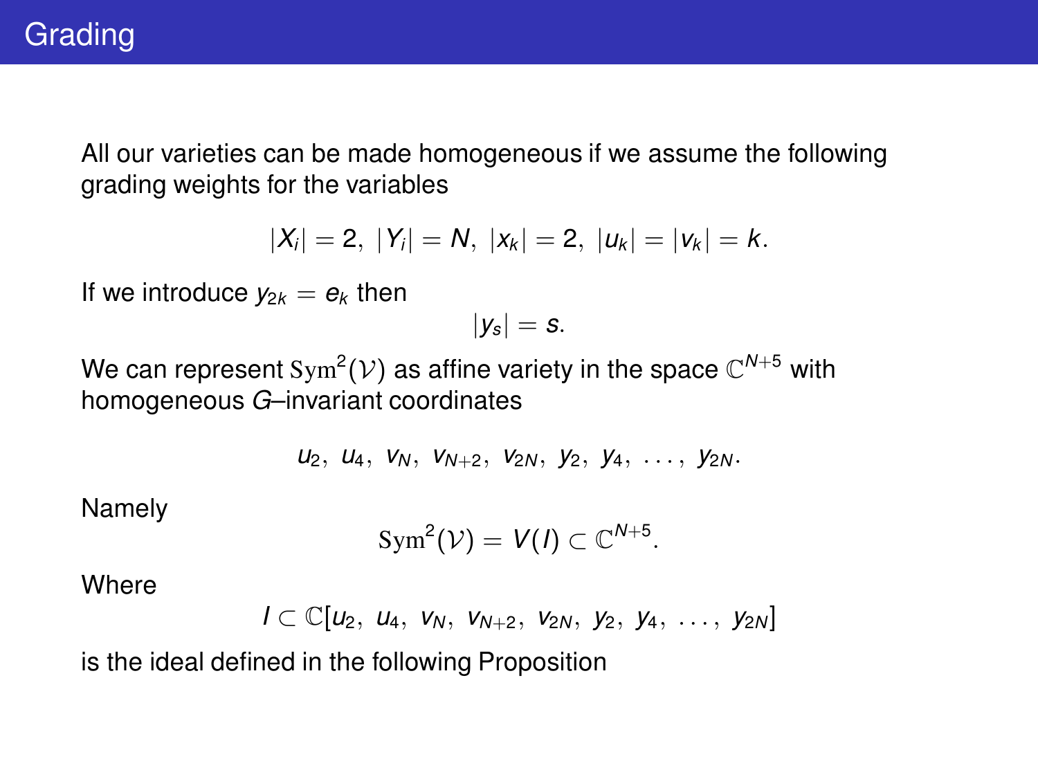# Grading

All our varieties can be made homogeneous if we assume the following grading weights for the variables

$$|X_i| = 2,\ |Y_i| = N,\ |x_k| = 2,\ |u_k| = |v_k| = k.$$

If we introduce $y_{2k} = e_k$ then

$$|y_s| = s.$$

We can represent $\mathrm{Sym}^2(\mathcal{V})$ as affine variety in the space $\mathbb{C}^{N+5}$ with homogeneous $G$–invariant coordinates

$$u_2,\ u_4,\ v_N,\ v_{N+2},\ v_{2N},\ y_2,\ y_4,\ \ldots,\ y_{2N}.$$

Namely

$$\mathrm{Sym}^2(\mathcal{V}) = V(I) \subset \mathbb{C}^{N+5}.$$

Where

$$I \subset \mathbb{C}[u_2,\ u_4,\ v_N,\ v_{N+2},\ v_{2N},\ y_2,\ y_4,\ \ldots,\ y_{2N}]$$

is the ideal defined in the following Proposition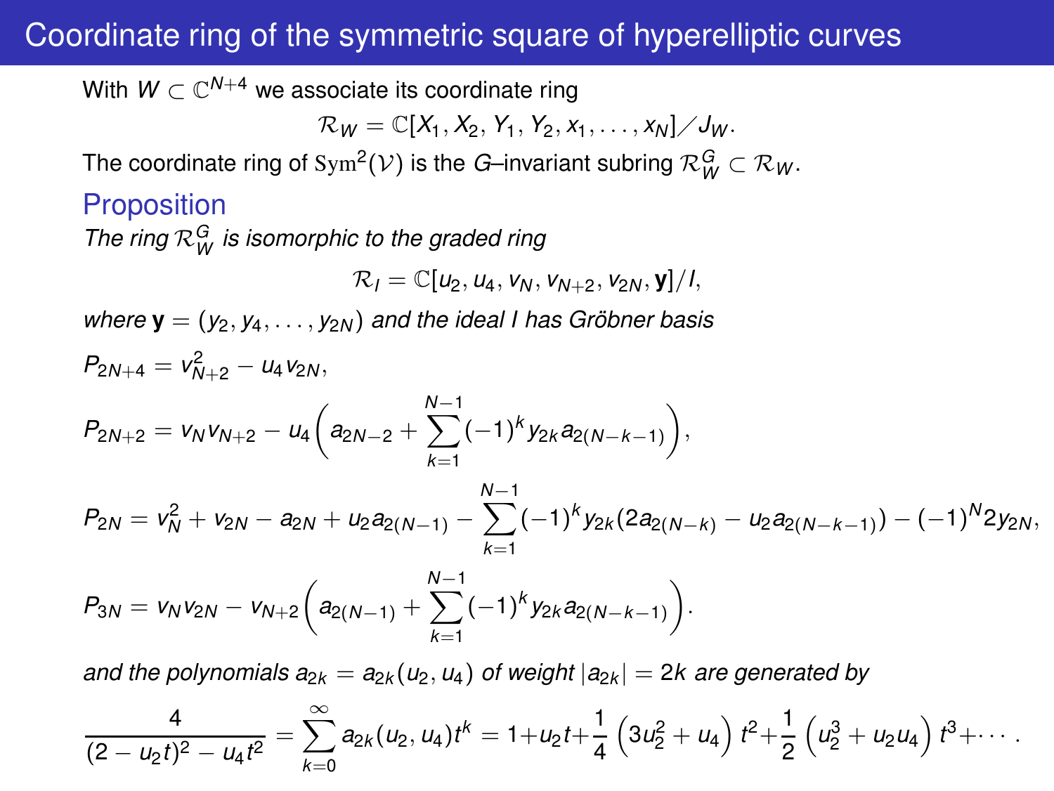# Coordinate ring of the symmetric square of hyperelliptic curves

With $W \subset \mathbb{C}^{N+4}$ we associate its coordinate ring

$$\mathcal{R}_W = \mathbb{C}[X_1, X_2, Y_1, Y_2, x_1, \ldots, x_N] \diagup J_W.$$

The coordinate ring of $\mathrm{Sym}^2(\mathcal{V})$ is the $G$–invariant subring $\mathcal{R}_W^G \subset \mathcal{R}_W$.

## Proposition

*The ring $\mathcal{R}_W^G$ is isomorphic to the graded ring*

$$\mathcal{R}_I = \mathbb{C}[u_2, u_4, v_N, v_{N+2}, v_{2N}, \mathbf{y}]/I,$$

*where $\mathbf{y} = (y_2, y_4, \ldots, y_{2N})$ and the ideal $I$ has Gröbner basis*

$$P_{2N+4} = v_{N+2}^2 - u_4 v_{2N},$$

$$P_{2N+2} = v_N v_{N+2} - u_4 \left( a_{2N-2} + \sum_{k=1}^{N-1} (-1)^k y_{2k} a_{2(N-k-1)} \right),$$

$$P_{2N} = v_N^2 + v_{2N} - a_{2N} + u_2 a_{2(N-1)} - \sum_{k=1}^{N-1} (-1)^k y_{2k} (2a_{2(N-k)} - u_2 a_{2(N-k-1)}) - (-1)^N 2 y_{2N},$$

$$P_{3N} = v_N v_{2N} - v_{N+2} \left( a_{2(N-1)} + \sum_{k=1}^{N-1} (-1)^k y_{2k} a_{2(N-k-1)} \right).$$

*and the polynomials $a_{2k} = a_{2k}(u_2, u_4)$ of weight $|a_{2k}| = 2k$ are generated by*

$$\frac{4}{(2 - u_2 t)^2 - u_4 t^2} = \sum_{k=0}^{\infty} a_{2k}(u_2, u_4) t^k = 1 + u_2 t + \frac{1}{4} \left( 3u_2^2 + u_4 \right) t^2 + \frac{1}{2} \left( u_2^3 + u_2 u_4 \right) t^3 + \cdots .$$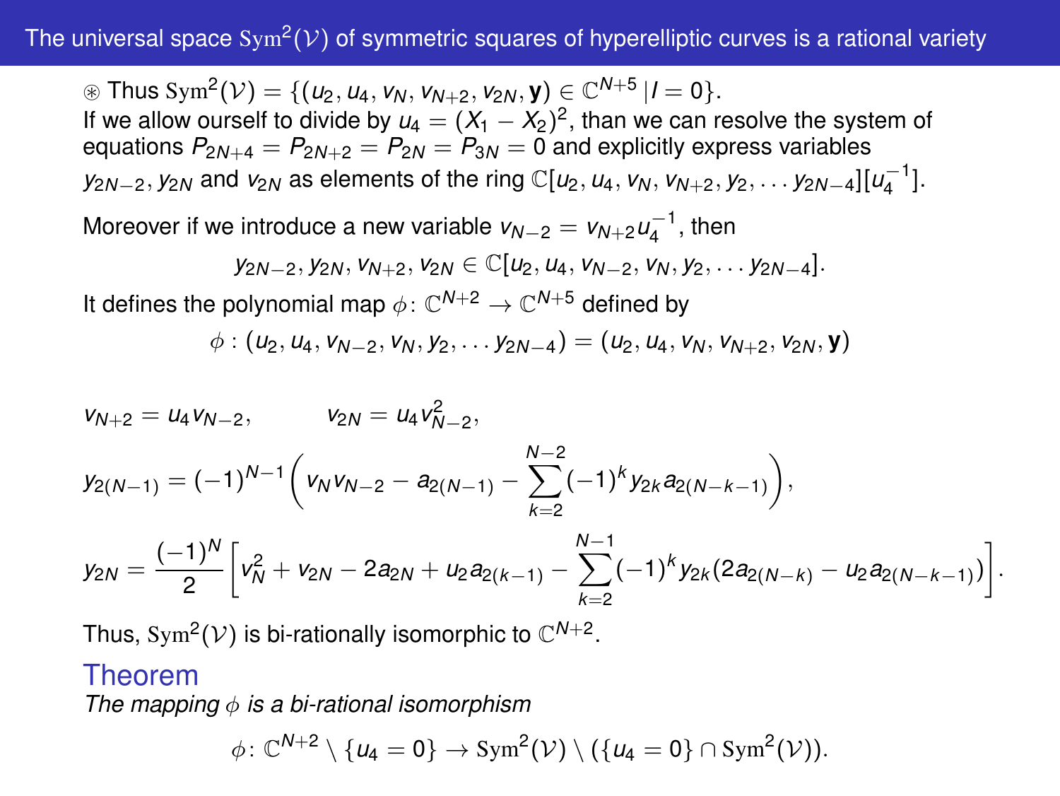## The universal space $\mathrm{Sym}^2(\mathcal{V})$ of symmetric squares of hyperelliptic curves is a rational variety

$\circledast$ Thus $\mathrm{Sym}^2(\mathcal{V}) = \{(u_2, u_4, v_N, v_{N+2}, v_{2N}, \mathbf{y}) \in \mathbb{C}^{N+5} \,|\, I = 0\}$.
If we allow ourself to divide by $u_4 = (X_1 - X_2)^2$, than we can resolve the system of equations $P_{2N+4} = P_{2N+2} = P_{2N} = P_{3N} = 0$ and explicitly express variables $y_{2N-2}, y_{2N}$ and $v_{2N}$ as elements of the ring $\mathbb{C}[u_2, u_4, v_N, v_{N+2}, y_2, \ldots y_{2N-4}][u_4^{-1}]$.

Moreover if we introduce a new variable $v_{N-2} = v_{N+2}u_4^{-1}$, then

$$y_{2N-2}, y_{2N}, v_{N+2}, v_{2N} \in \mathbb{C}[u_2, u_4, v_{N-2}, v_N, y_2, \ldots y_{2N-4}].$$

It defines the polynomial map $\phi \colon \mathbb{C}^{N+2} \to \mathbb{C}^{N+5}$ defined by

$$\phi : (u_2, u_4, v_{N-2}, v_N, y_2, \ldots y_{2N-4}) = (u_2, u_4, v_N, v_{N+2}, v_{2N}, \mathbf{y})$$

$$v_{N+2} = u_4 v_{N-2}, \qquad v_{2N} = u_4 v_{N-2}^2,$$

$$y_{2(N-1)} = (-1)^{N-1}\left(v_N v_{N-2} - a_{2(N-1)} - \sum_{k=2}^{N-2}(-1)^k y_{2k} a_{2(N-k-1)}\right),$$

$$y_{2N} = \frac{(-1)^N}{2}\left[v_N^2 + v_{2N} - 2a_{2N} + u_2 a_{2(k-1)} - \sum_{k=2}^{N-1}(-1)^k y_{2k}(2a_{2(N-k)} - u_2 a_{2(N-k-1)})\right].$$

Thus, $\mathrm{Sym}^2(\mathcal{V})$ is bi-rationally isomorphic to $\mathbb{C}^{N+2}$.

### Theorem

*The mapping $\phi$ is a bi-rational isomorphism*

$$\phi \colon \mathbb{C}^{N+2} \setminus \{u_4 = 0\} \to \mathrm{Sym}^2(\mathcal{V}) \setminus (\{u_4 = 0\} \cap \mathrm{Sym}^2(\mathcal{V})).$$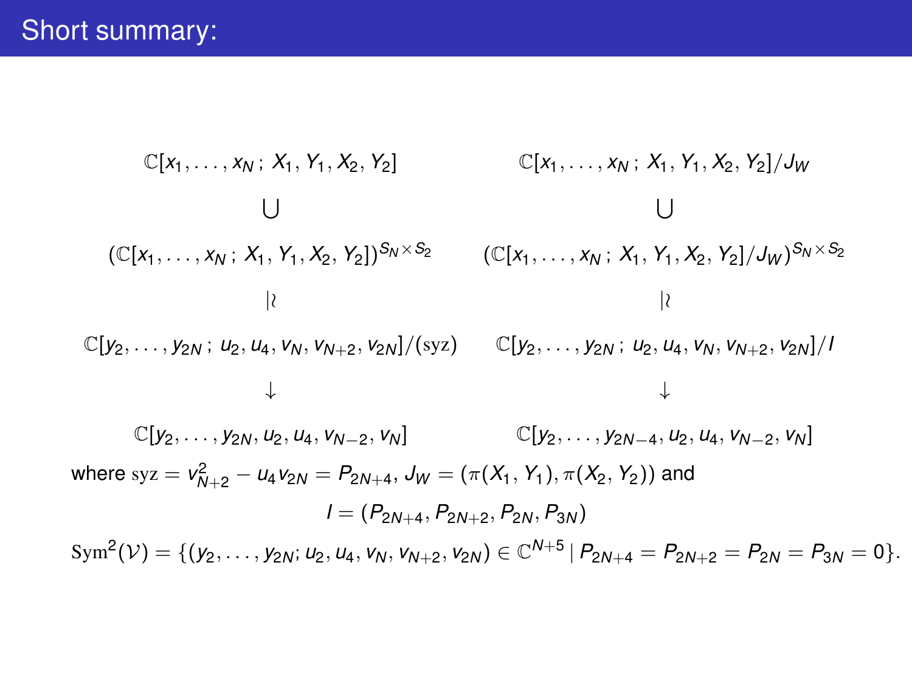# Short summary:

$$
\begin{array}{ccc}
\mathbb{C}[x_1, \ldots, x_N\,;\, X_1, Y_1, X_2, Y_2] & & \mathbb{C}[x_1, \ldots, x_N\,;\, X_1, Y_1, X_2, Y_2]/J_W \\
\bigcup & & \bigcup \\
(\mathbb{C}[x_1, \ldots, x_N\,;\, X_1, Y_1, X_2, Y_2])^{S_N \times S_2} & & (\mathbb{C}[x_1, \ldots, x_N\,;\, X_1, Y_1, X_2, Y_2]/J_W)^{S_N \times S_2} \\
| \wr & & | \wr \\
\mathbb{C}[y_2, \ldots, y_{2N}\,;\, u_2, u_4, v_N, v_{N+2}, v_{2N}]/(\mathrm{syz}) & & \mathbb{C}[y_2, \ldots, y_{2N}\,;\, u_2, u_4, v_N, v_{N+2}, v_{2N}]/I \\
\downarrow & & \downarrow \\
\mathbb{C}[y_2, \ldots, y_{2N}, u_2, u_4, v_{N-2}, v_N] & & \mathbb{C}[y_2, \ldots, y_{2N-4}, u_2, u_4, v_{N-2}, v_N]
\end{array}
$$

where $\mathrm{syz} = v_{N+2}^2 - u_4 v_{2N} = P_{2N+4}$, $J_W = (\pi(X_1, Y_1), \pi(X_2, Y_2))$ and

$$I = (P_{2N+4}, P_{2N+2}, P_{2N}, P_{3N})$$

$$\mathrm{Sym}^2(\mathcal{V}) = \{(y_2, \ldots, y_{2N}; u_2, u_4, v_N, v_{N+2}, v_{2N}) \in \mathbb{C}^{N+5} \mid P_{2N+4} = P_{2N+2} = P_{2N} = P_{3N} = 0\}.$$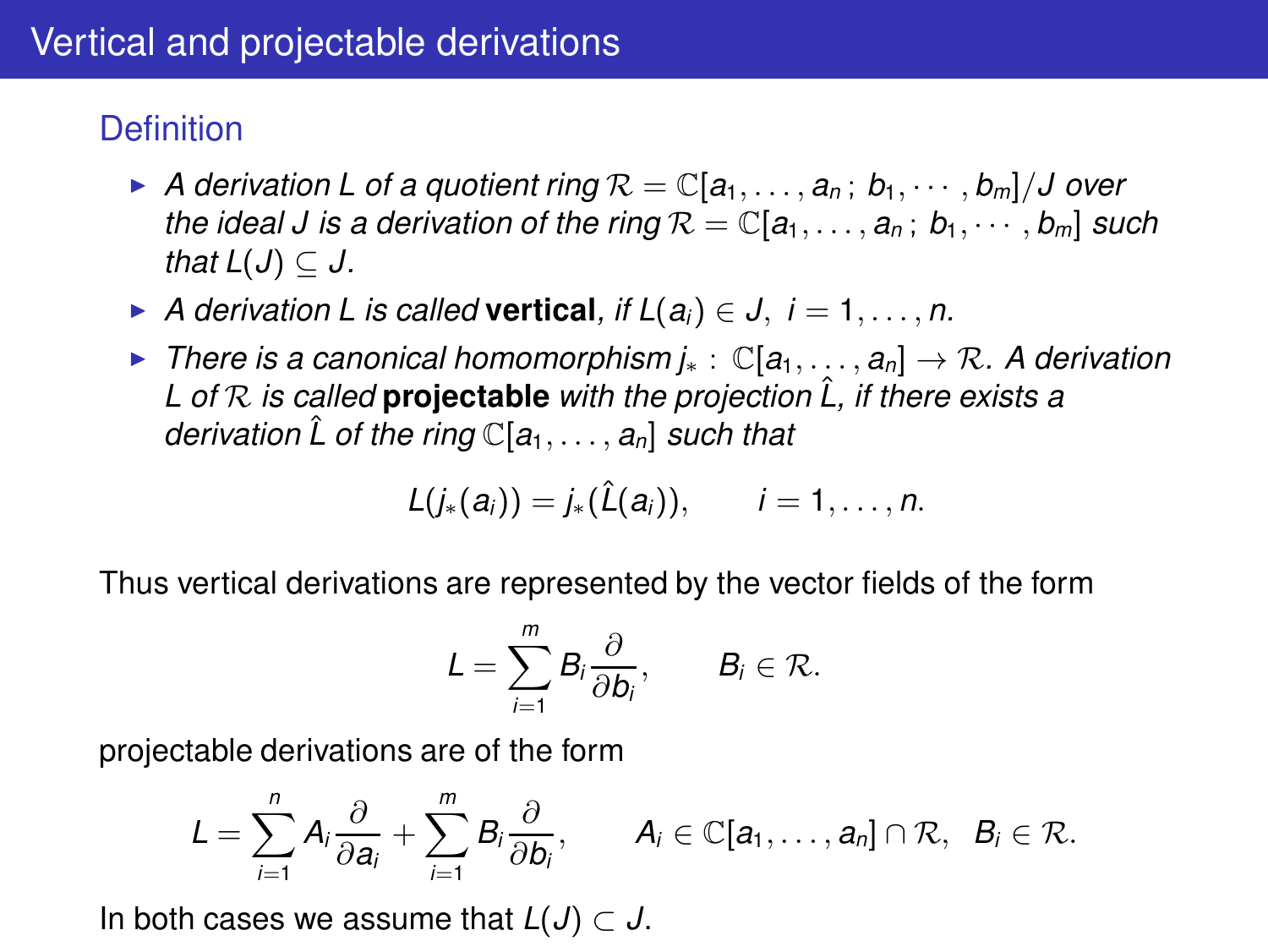# Vertical and projectable derivations

## Definition

- *A derivation $L$ of a quotient ring $\mathcal{R} = \mathbb{C}[a_1, \ldots, a_n\,;\, b_1, \cdots, b_m]/J$ over the ideal $J$ is a derivation of the ring $\mathcal{R} = \mathbb{C}[a_1, \ldots, a_n\,;\, b_1, \cdots, b_m]$ such that $L(J) \subseteq J$.*
- *A derivation $L$ is called* **vertical**, *if $L(a_i) \in J,\ i = 1, \ldots, n$.*
- *There is a canonical homomorphism $j_* : \mathbb{C}[a_1, \ldots, a_n] \to \mathcal{R}$. A derivation $L$ of $\mathcal{R}$ is called* **projectable** *with the projection $\hat{L}$, if there exists a derivation $\hat{L}$ of the ring $\mathbb{C}[a_1, \ldots, a_n]$ such that*

$$L(j_*(a_i)) = j_*(\hat{L}(a_i)), \qquad i = 1, \ldots, n.$$

Thus vertical derivations are represented by the vector fields of the form

$$L = \sum_{i=1}^{m} B_i \frac{\partial}{\partial b_i}, \qquad B_i \in \mathcal{R}.$$

projectable derivations are of the form

$$L = \sum_{i=1}^{n} A_i \frac{\partial}{\partial a_i} + \sum_{i=1}^{m} B_i \frac{\partial}{\partial b_i}, \qquad A_i \in \mathbb{C}[a_1, \ldots, a_n] \cap \mathcal{R},\ \ B_i \in \mathcal{R}.$$

In both cases we assume that $L(J) \subset J$.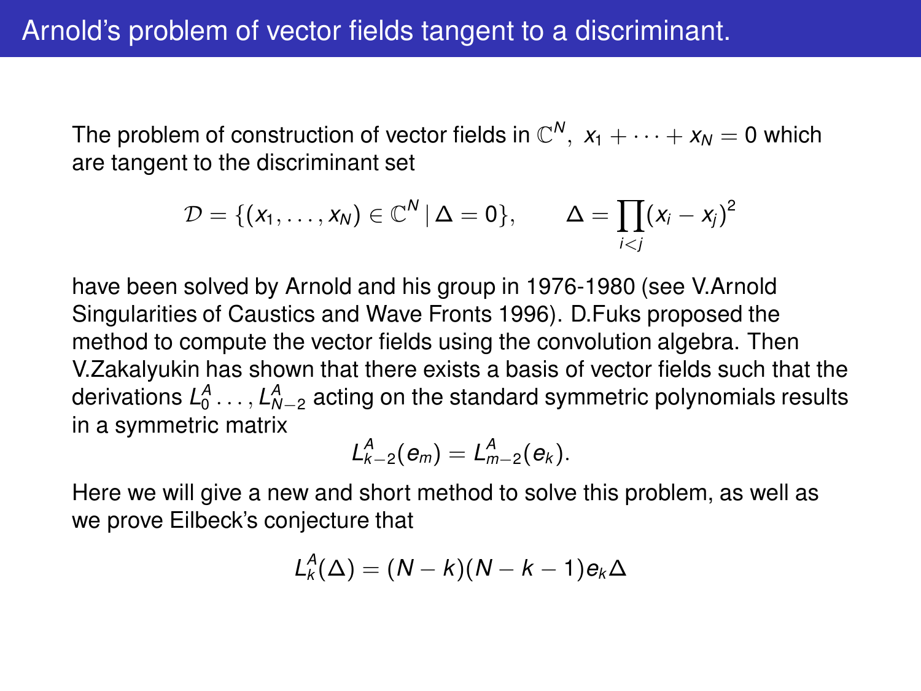# Arnold's problem of vector fields tangent to a discriminant.

The problem of construction of vector fields in $\mathbb{C}^N,\ x_1 + \cdots + x_N = 0$ which are tangent to the discriminant set

$$\mathcal{D} = \{(x_1, \ldots, x_N) \in \mathbb{C}^N \,|\, \Delta = 0\}, \qquad \Delta = \prod_{i<j}(x_i - x_j)^2$$

have been solved by Arnold and his group in 1976-1980 (see V.Arnold Singularities of Caustics and Wave Fronts 1996). D.Fuks proposed the method to compute the vector fields using the convolution algebra. Then V.Zakalyukin has shown that there exists a basis of vector fields such that the derivations $L_0^A \ldots, L_{N-2}^A$ acting on the standard symmetric polynomials results in a symmetric matrix

$$L_{k-2}^A(e_m) = L_{m-2}^A(e_k).$$

Here we will give a new and short method to solve this problem, as well as we prove Eilbeck's conjecture that

$$L_k^A(\Delta) = (N-k)(N-k-1)e_k\Delta$$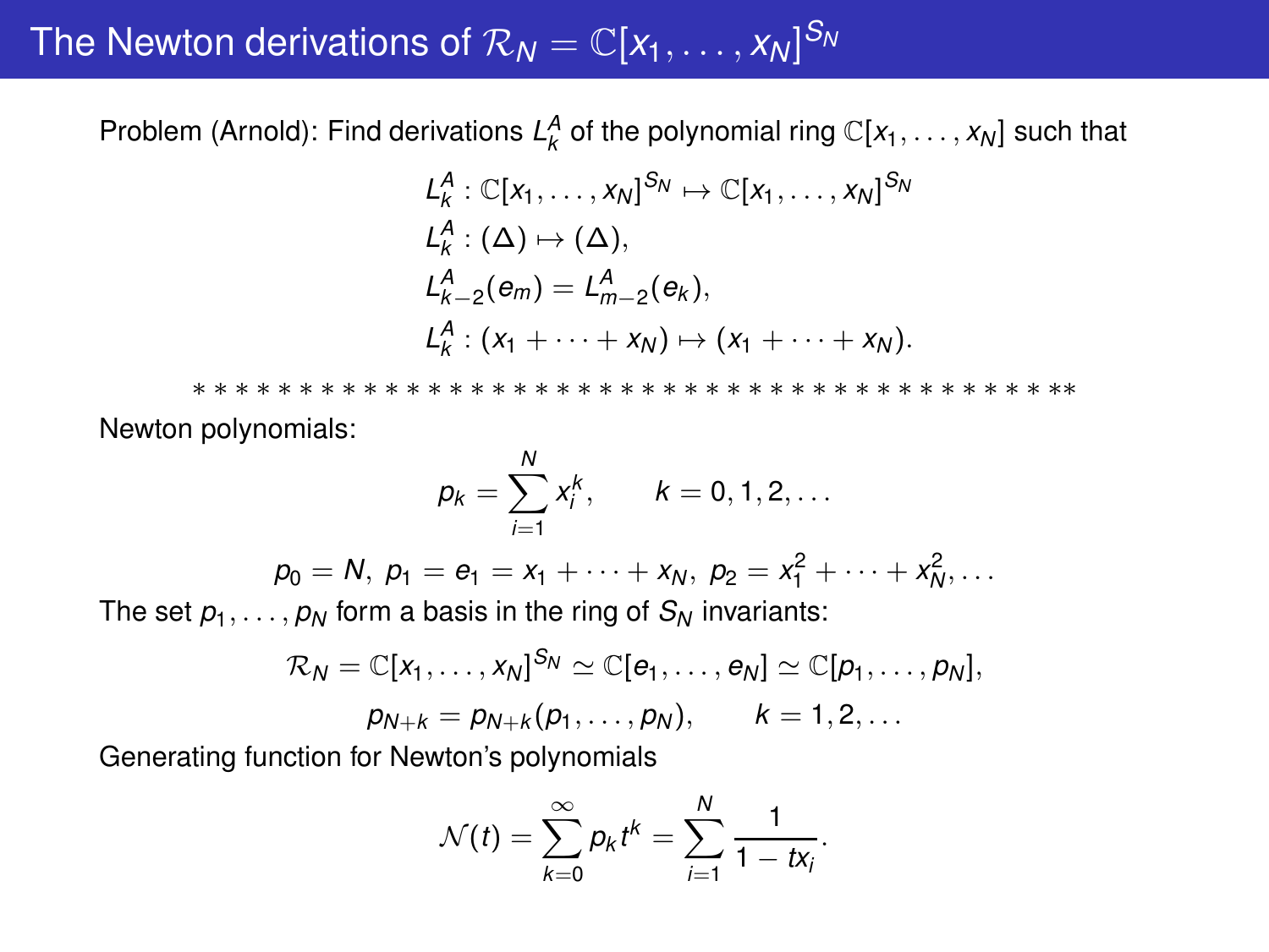# The Newton derivations of $\mathcal{R}_N = \mathbb{C}[x_1, \ldots, x_N]^{S_N}$

Problem (Arnold): Find derivations $L_k^A$ of the polynomial ring $\mathbb{C}[x_1, \ldots, x_N]$ such that

$$
\begin{aligned}
&L_k^A : \mathbb{C}[x_1, \ldots, x_N]^{S_N} \mapsto \mathbb{C}[x_1, \ldots, x_N]^{S_N} \\
&L_k^A : (\Delta) \mapsto (\Delta), \\
&L_{k-2}^A(e_m) = L_{m-2}^A(e_k), \\
&L_k^A : (x_1 + \cdots + x_N) \mapsto (x_1 + \cdots + x_N).
\end{aligned}
$$

*************************************

Newton polynomials:

$$
p_k = \sum_{i=1}^{N} x_i^k, \qquad k = 0, 1, 2, \ldots
$$

$$
p_0 = N, \; p_1 = e_1 = x_1 + \cdots + x_N, \; p_2 = x_1^2 + \cdots + x_N^2, \ldots
$$

The set $p_1, \ldots, p_N$ form a basis in the ring of $S_N$ invariants:

$$
\mathcal{R}_N = \mathbb{C}[x_1, \ldots, x_N]^{S_N} \simeq \mathbb{C}[e_1, \ldots, e_N] \simeq \mathbb{C}[p_1, \ldots, p_N],
$$

$$
p_{N+k} = p_{N+k}(p_1, \ldots, p_N), \qquad k = 1, 2, \ldots
$$

Generating function for Newton's polynomials

$$
\mathcal{N}(t) = \sum_{k=0}^{\infty} p_k t^k = \sum_{i=1}^{N} \frac{1}{1 - t x_i}.
$$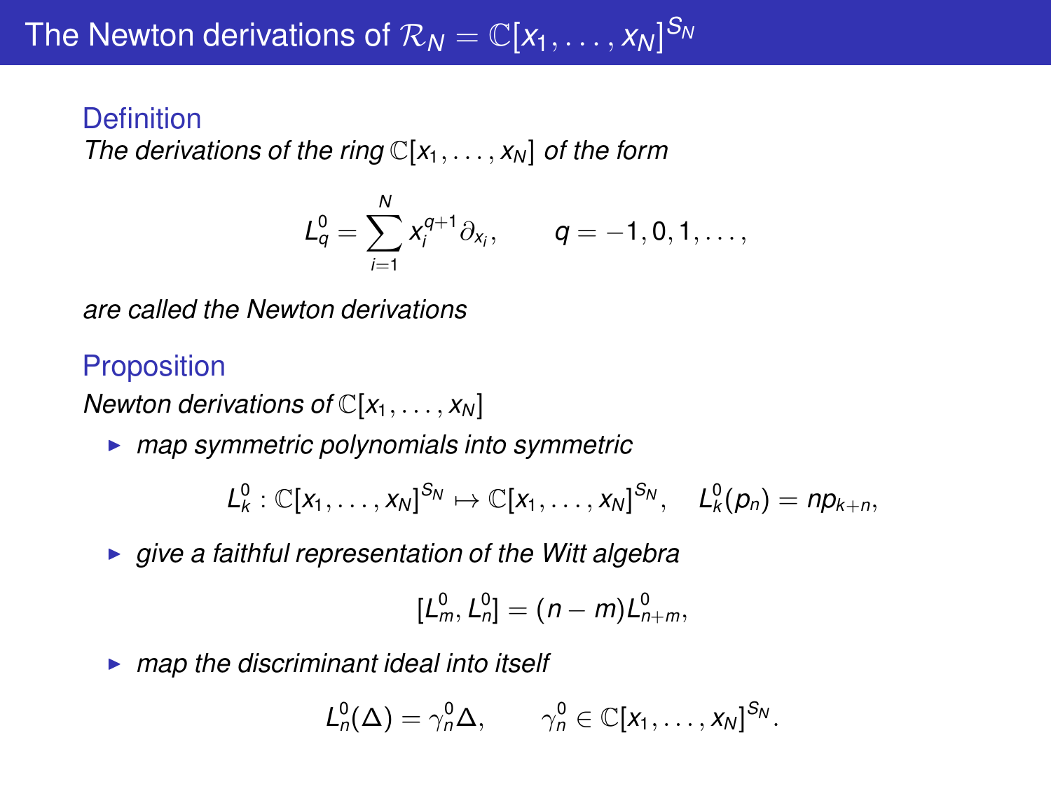# The Newton derivations of $\mathcal{R}_N = \mathbb{C}[x_1, \ldots, x_N]^{S_N}$

### Definition

*The derivations of the ring* $\mathbb{C}[x_1, \ldots, x_N]$ *of the form*

$$L_q^0 = \sum_{i=1}^{N} x_i^{q+1} \partial_{x_i}, \qquad q = -1, 0, 1, \ldots,$$

*are called the Newton derivations*

### Proposition

*Newton derivations of* $\mathbb{C}[x_1, \ldots, x_N]$

- *map symmetric polynomials into symmetric*

$$L_k^0 : \mathbb{C}[x_1, \ldots, x_N]^{S_N} \mapsto \mathbb{C}[x_1, \ldots, x_N]^{S_N}, \quad L_k^0(p_n) = np_{k+n},$$

- *give a faithful representation of the Witt algebra*

$$[L_m^0, L_n^0] = (n - m)L_{n+m}^0,$$

- *map the discriminant ideal into itself*

$$L_n^0(\Delta) = \gamma_n^0 \Delta, \qquad \gamma_n^0 \in \mathbb{C}[x_1, \ldots, x_N]^{S_N}.$$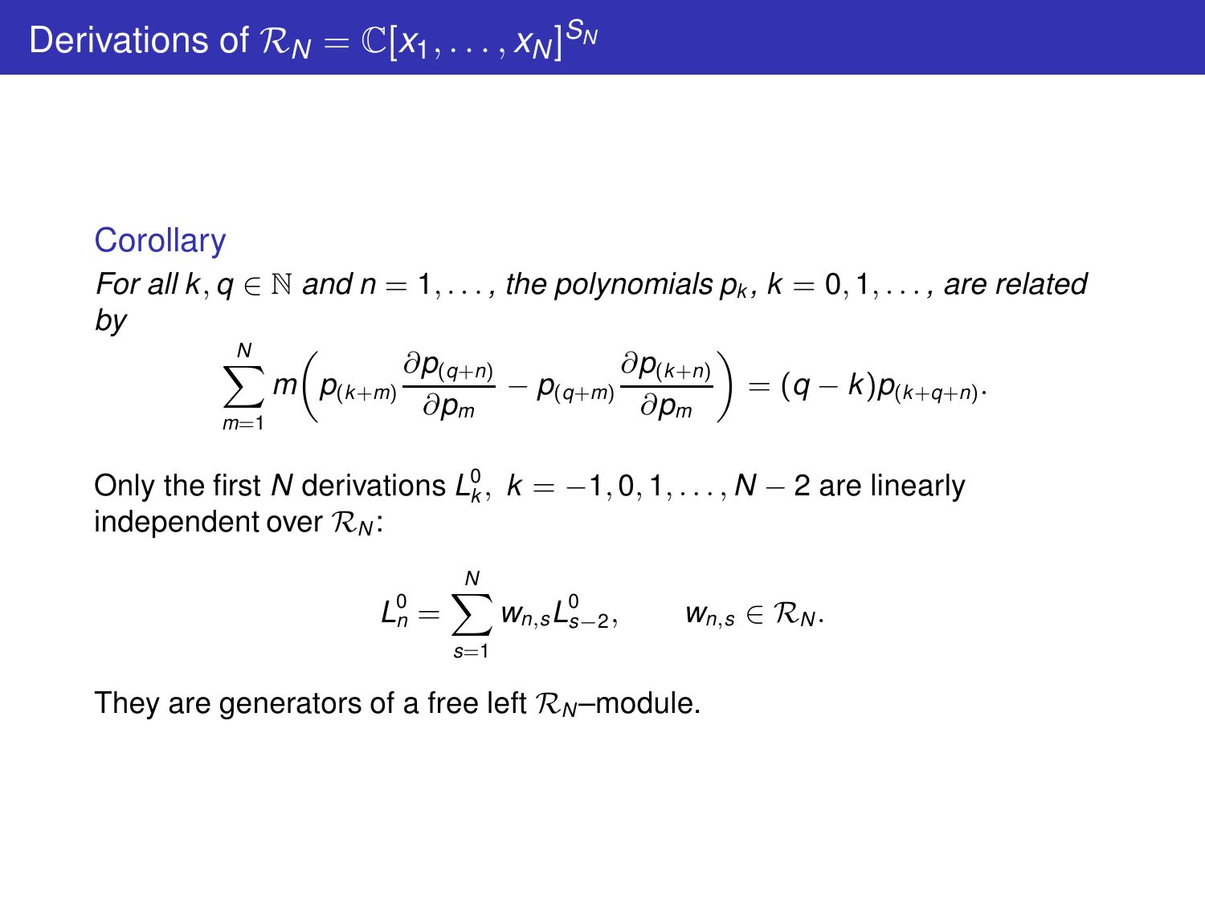# Derivations of $\mathcal{R}_N = \mathbb{C}[x_1, \dots, x_N]^{S_N}$

**Corollary**

*For all $k, q \in \mathbb{N}$ and $n = 1, \dots,$ the polynomials $p_k$, $k = 0, 1, \dots,$ are related by*

$$\sum_{m=1}^{N} m\left( p_{(k+m)} \frac{\partial p_{(q+n)}}{\partial p_m} - p_{(q+m)} \frac{\partial p_{(k+n)}}{\partial p_m} \right) = (q-k) p_{(k+q+n)}.$$

Only the first $N$ derivations $L_k^0$, $k = -1, 0, 1, \dots, N-2$ are linearly independent over $\mathcal{R}_N$:

$$L_n^0 = \sum_{s=1}^{N} w_{n,s} L_{s-2}^0, \qquad w_{n,s} \in \mathcal{R}_N.$$

They are generators of a free left $\mathcal{R}_N$–module.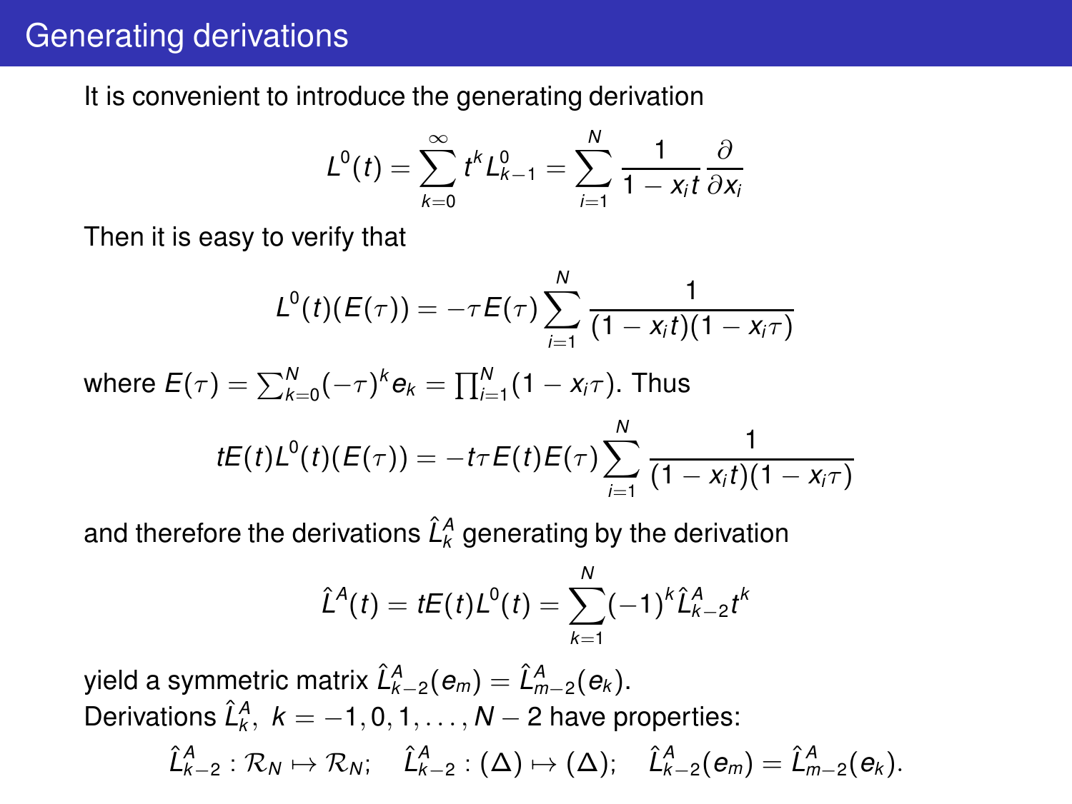## Generating derivations

It is convenient to introduce the generating derivation

$$L^0(t) = \sum_{k=0}^{\infty} t^k L^0_{k-1} = \sum_{i=1}^{N} \frac{1}{1 - x_i t} \frac{\partial}{\partial x_i}$$

Then it is easy to verify that

$$L^0(t)(E(\tau)) = -\tau E(\tau) \sum_{i=1}^{N} \frac{1}{(1 - x_i t)(1 - x_i \tau)}$$

where $E(\tau) = \sum_{k=0}^{N} (-\tau)^k e_k = \prod_{i=1}^{N} (1 - x_i \tau)$. Thus

$$tE(t) L^0(t)(E(\tau)) = -t\tau E(t) E(\tau) \sum_{i=1}^{N} \frac{1}{(1 - x_i t)(1 - x_i \tau)}$$

and therefore the derivations $\hat{L}^A_k$ generating by the derivation

$$\hat{L}^A(t) = tE(t) L^0(t) = \sum_{k=1}^{N} (-1)^k \hat{L}^A_{k-2} t^k$$

yield a symmetric matrix $\hat{L}^A_{k-2}(e_m) = \hat{L}^A_{m-2}(e_k)$.

Derivations $\hat{L}^A_k, \ k = -1, 0, 1, \ldots, N-2$ have properties:

$$\hat{L}^A_{k-2} : \mathcal{R}_N \mapsto \mathcal{R}_N; \quad \hat{L}^A_{k-2} : (\Delta) \mapsto (\Delta); \quad \hat{L}^A_{k-2}(e_m) = \hat{L}^A_{m-2}(e_k).$$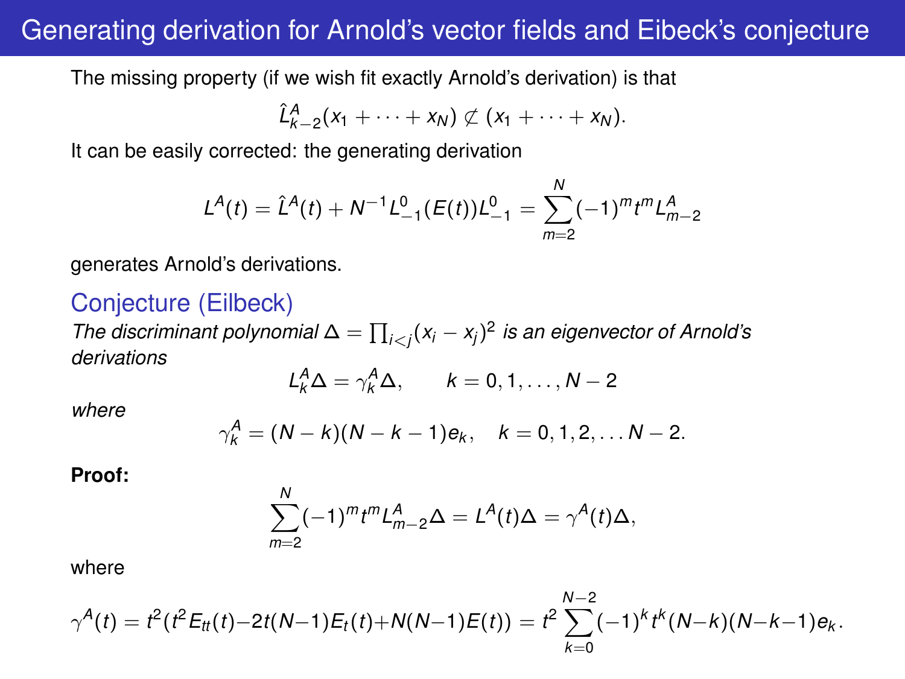# Generating derivation for Arnold's vector fields and Eibeck's conjecture

The missing property (if we wish fit exactly Arnold's derivation) is that

$$\hat{L}^A_{k-2}(x_1 + \cdots + x_N) \not\subset (x_1 + \cdots + x_N).$$

It can be easily corrected: the generating derivation

$$L^A(t) = \hat{L}^A(t) + N^{-1} L^0_{-1}(E(t)) L^0_{-1} = \sum_{m=2}^{N} (-1)^m t^m L^A_{m-2}$$

generates Arnold's derivations.

## Conjecture (Eilbeck)

*The discriminant polynomial $\Delta = \prod_{i<j}(x_i - x_j)^2$ is an eigenvector of Arnold's derivations*

$$L^A_k \Delta = \gamma^A_k \Delta, \qquad k = 0, 1, \ldots, N-2$$

*where*

$$\gamma^A_k = (N-k)(N-k-1)e_k, \quad k = 0, 1, 2, \ldots N-2.$$

**Proof:**

$$\sum_{m=2}^{N} (-1)^m t^m L^A_{m-2} \Delta = L^A(t)\Delta = \gamma^A(t)\Delta,$$

where

$$\gamma^A(t) = t^2(t^2 E_{tt}(t) - 2t(N-1)E_t(t) + N(N-1)E(t)) = t^2 \sum_{k=0}^{N-2} (-1)^k t^k (N-k)(N-k-1)e_k.$$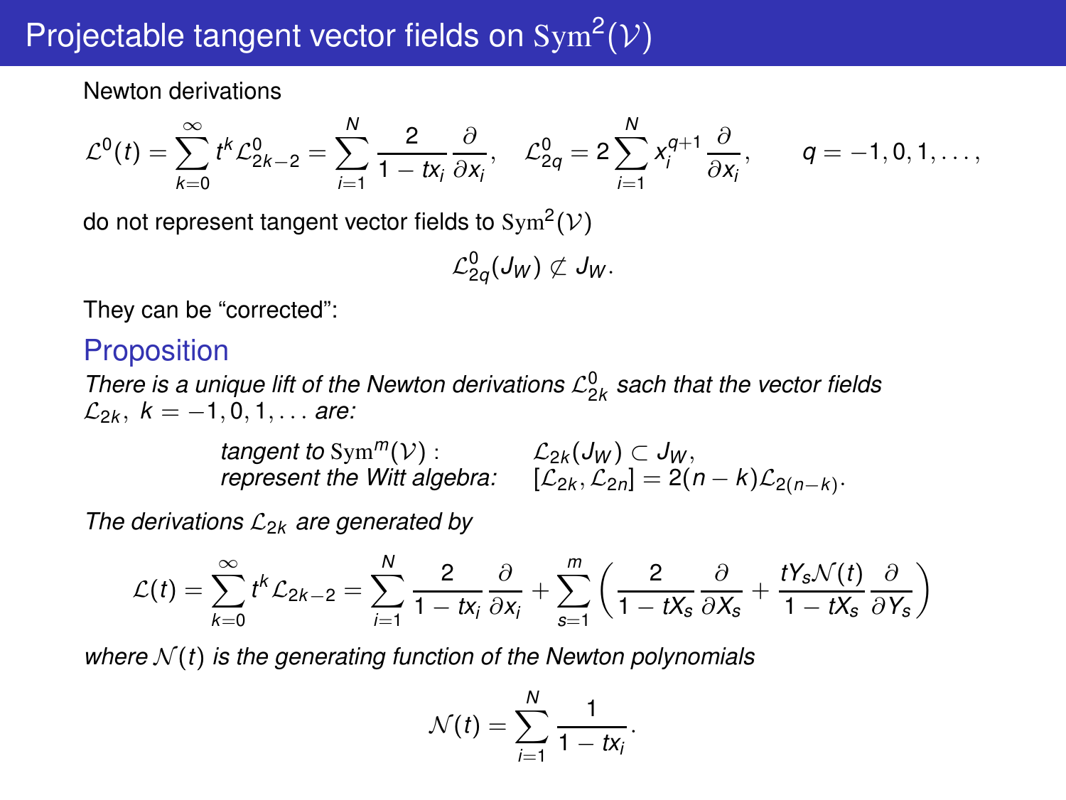# Projectable tangent vector fields on $\mathrm{Sym}^2(\mathcal{V})$

Newton derivations

$$\mathcal{L}^0(t) = \sum_{k=0}^{\infty} t^k \mathcal{L}^0_{2k-2} = \sum_{i=1}^{N} \frac{2}{1-tx_i}\frac{\partial}{\partial x_i}, \quad \mathcal{L}^0_{2q} = 2\sum_{i=1}^{N} x_i^{q+1}\frac{\partial}{\partial x_i}, \qquad q = -1, 0, 1, \ldots,$$

do not represent tangent vector fields to $\mathrm{Sym}^2(\mathcal{V})$

$$\mathcal{L}^0_{2q}(J_W) \not\subset J_W.$$

They can be "corrected":

## Proposition

*There is a unique lift of the Newton derivations $\mathcal{L}^0_{2k}$ sach that the vector fields $\mathcal{L}_{2k},\ k = -1, 0, 1, \ldots$ are:*

| | |
|---|---|
| *tangent to* $\mathrm{Sym}^m(\mathcal{V})$ : | $\mathcal{L}_{2k}(J_W) \subset J_W,$ |
| *represent the Witt algebra:* | $[\mathcal{L}_{2k}, \mathcal{L}_{2n}] = 2(n-k)\mathcal{L}_{2(n-k)}.$ |

*The derivations $\mathcal{L}_{2k}$ are generated by*

$$\mathcal{L}(t) = \sum_{k=0}^{\infty} t^k \mathcal{L}_{2k-2} = \sum_{i=1}^{N} \frac{2}{1-tx_i}\frac{\partial}{\partial x_i} + \sum_{s=1}^{m}\left(\frac{2}{1-tX_s}\frac{\partial}{\partial X_s} + \frac{tY_s\mathcal{N}(t)}{1-tX_s}\frac{\partial}{\partial Y_s}\right)$$

*where $\mathcal{N}(t)$ is the generating function of the Newton polynomials*

$$\mathcal{N}(t) = \sum_{i=1}^{N} \frac{1}{1-tx_i}.$$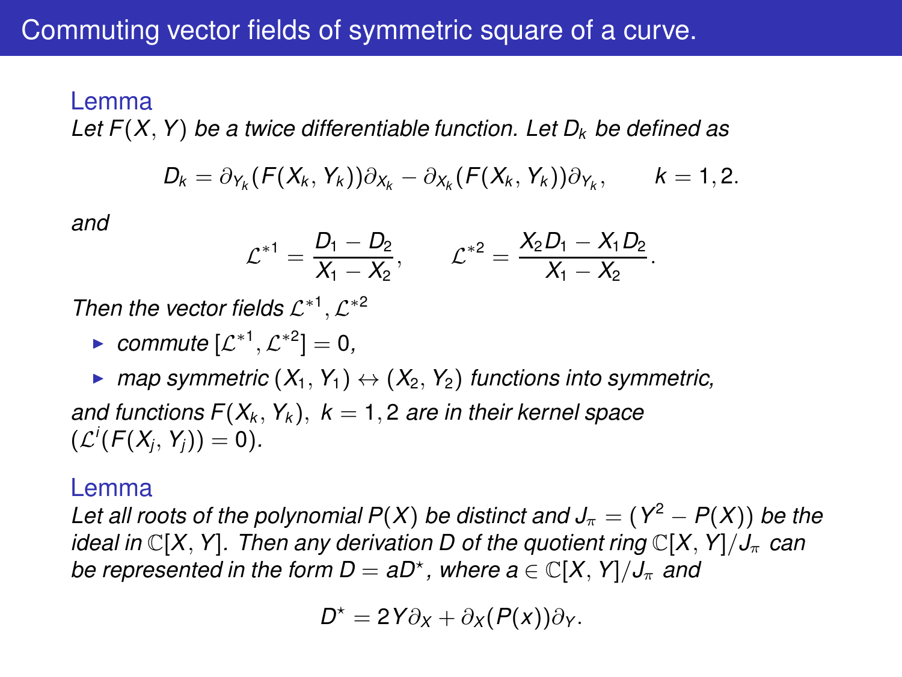# Commuting vector fields of symmetric square of a curve.

### Lemma

*Let $F(X, Y)$ be a twice differentiable function. Let $D_k$ be defined as*

$$D_k = \partial_{Y_k}(F(X_k, Y_k))\partial_{X_k} - \partial_{X_k}(F(X_k, Y_k))\partial_{Y_k}, \qquad k = 1, 2.$$

*and*

$$\mathcal{L}^{*1} = \frac{D_1 - D_2}{X_1 - X_2}, \qquad \mathcal{L}^{*2} = \frac{X_2 D_1 - X_1 D_2}{X_1 - X_2}.$$

*Then the vector fields $\mathcal{L}^{*1}, \mathcal{L}^{*2}$*

- *commute $[\mathcal{L}^{*1}, \mathcal{L}^{*2}] = 0$,*
- *map symmetric $(X_1, Y_1) \leftrightarrow (X_2, Y_2)$ functions into symmetric,*

*and functions $F(X_k, Y_k),\ k = 1, 2$ are in their kernel space $(\mathcal{L}^i(F(X_j, Y_j)) = 0)$.*

### Lemma

*Let all roots of the polynomial $P(X)$ be distinct and $J_\pi = (Y^2 - P(X))$ be the ideal in $\mathbb{C}[X, Y]$. Then any derivation $D$ of the quotient ring $\mathbb{C}[X, Y]/J_\pi$ can be represented in the form $D = aD^\star$, where $a \in \mathbb{C}[X, Y]/J_\pi$ and*

$$D^\star = 2Y\partial_X + \partial_X(P(x))\partial_Y.$$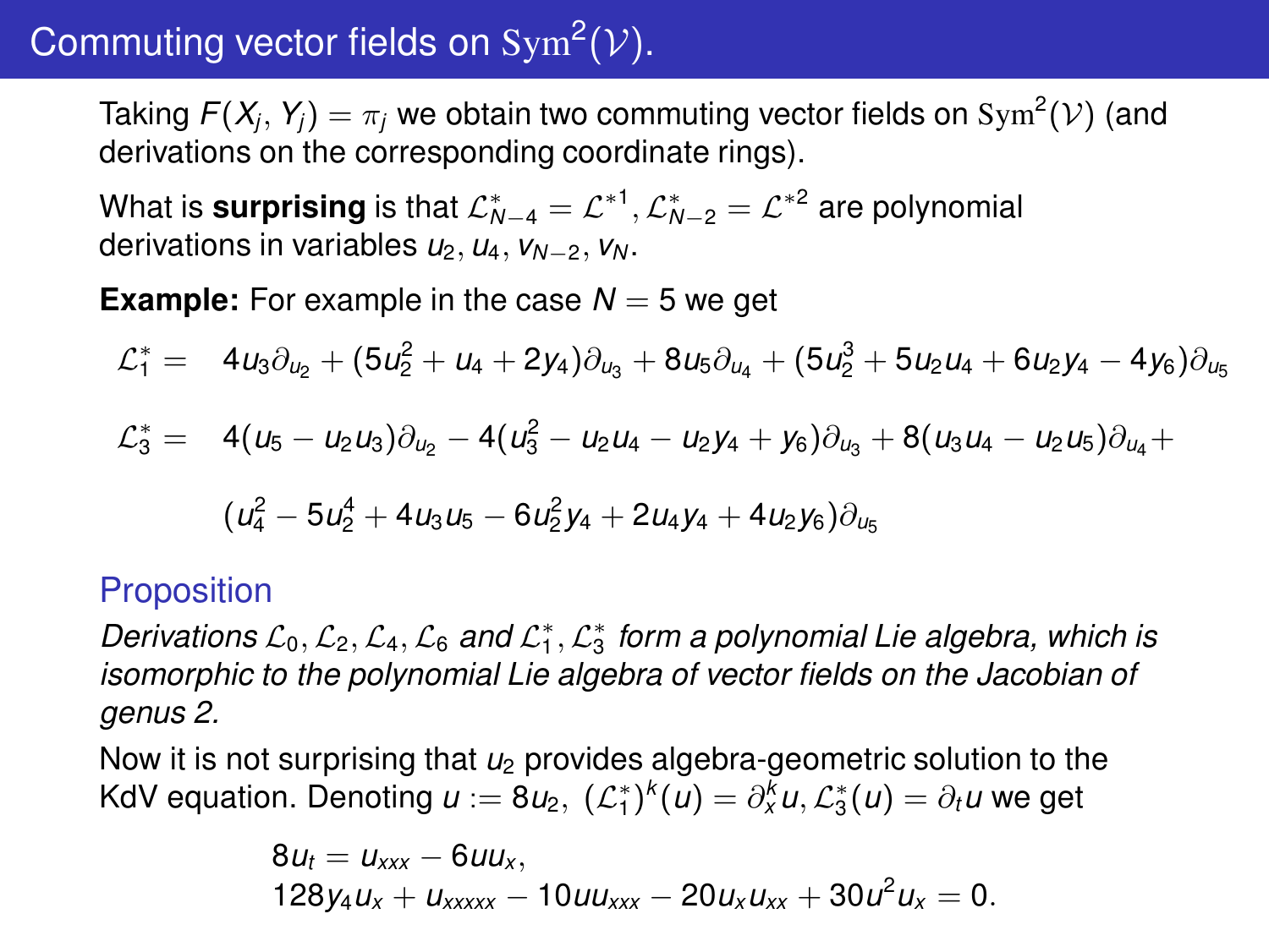## Commuting vector fields on $\mathrm{Sym}^2(\mathcal{V})$.

Taking $F(X_j, Y_j) = \pi_j$ we obtain two commuting vector fields on $\mathrm{Sym}^2(\mathcal{V})$ (and derivations on the corresponding coordinate rings).

What is **surprising** is that $\mathcal{L}^*_{N-4} = \mathcal{L}^{*1}, \mathcal{L}^*_{N-2} = \mathcal{L}^{*2}$ are polynomial derivations in variables $u_2, u_4, v_{N-2}, v_N$.

**Example:** For example in the case $N = 5$ we get

$$\mathcal{L}^*_1 = \quad 4u_3\partial_{u_2} + (5u_2^2 + u_4 + 2y_4)\partial_{u_3} + 8u_5\partial_{u_4} + (5u_2^3 + 5u_2u_4 + 6u_2y_4 - 4y_6)\partial_{u_5}$$

$$\mathcal{L}^*_3 = \quad 4(u_5 - u_2u_3)\partial_{u_2} - 4(u_3^2 - u_2u_4 - u_2y_4 + y_6)\partial_{u_3} + 8(u_3u_4 - u_2u_5)\partial_{u_4} +$$

$$(u_4^2 - 5u_2^4 + 4u_3u_5 - 6u_2^2y_4 + 2u_4y_4 + 4u_2y_6)\partial_{u_5}$$

### Proposition

*Derivations $\mathcal{L}_0, \mathcal{L}_2, \mathcal{L}_4, \mathcal{L}_6$ and $\mathcal{L}^*_1, \mathcal{L}^*_3$ form a polynomial Lie algebra, which is isomorphic to the polynomial Lie algebra of vector fields on the Jacobian of genus 2.*

Now it is not surprising that $u_2$ provides algebra-geometric solution to the KdV equation. Denoting $u := 8u_2,\ (\mathcal{L}^*_1)^k(u) = \partial_x^k u, \mathcal{L}^*_3(u) = \partial_t u$ we get

$$8u_t = u_{xxx} - 6uu_x,$$
$$128y_4u_x + u_{xxxxx} - 10uu_{xxx} - 20u_xu_{xx} + 30u^2u_x = 0.$$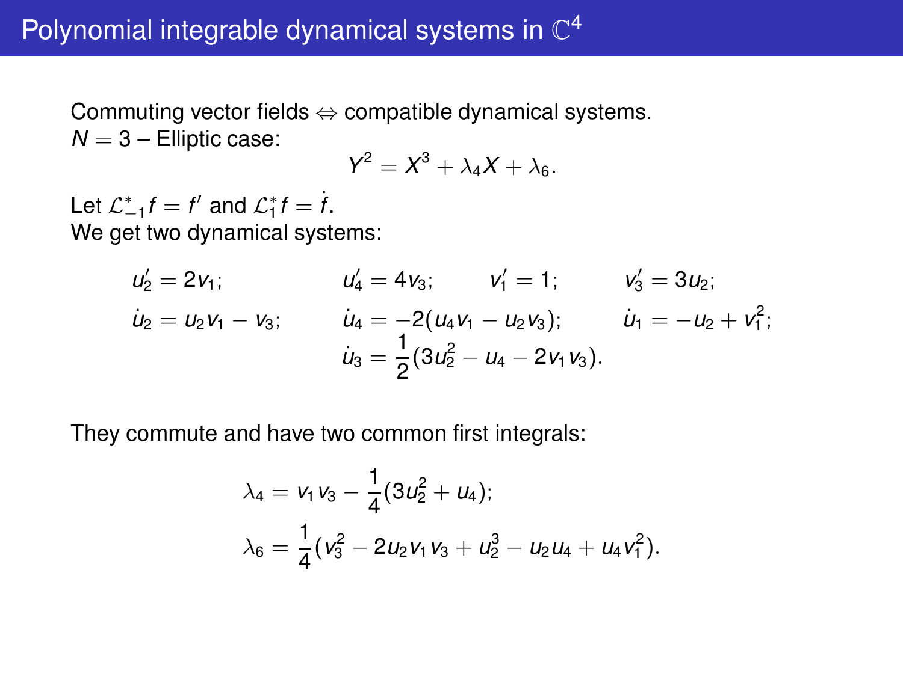# Polynomial integrable dynamical systems in $\mathbb{C}^4$

Commuting vector fields $\Leftrightarrow$ compatible dynamical systems.
$N = 3$ – Elliptic case:

$$Y^2 = X^3 + \lambda_4 X + \lambda_6.$$

Let $\mathcal{L}^*_{-1} f = f'$ and $\mathcal{L}^*_1 f = \dot{f}$.
We get two dynamical systems:

$$u_2' = 2v_1; \qquad u_4' = 4v_3; \qquad v_1' = 1; \qquad v_3' = 3u_2;$$

$$\dot{u}_2 = u_2 v_1 - v_3; \qquad \dot{u}_4 = -2(u_4 v_1 - u_2 v_3); \qquad \dot{u}_1 = -u_2 + v_1^2;$$

$$\dot{u}_3 = \frac{1}{2}(3u_2^2 - u_4 - 2v_1 v_3).$$

They commute and have two common first integrals:

$$\lambda_4 = v_1 v_3 - \frac{1}{4}(3u_2^2 + u_4);$$

$$\lambda_6 = \frac{1}{4}(v_3^2 - 2u_2 v_1 v_3 + u_2^3 - u_2 u_4 + u_4 v_1^2).$$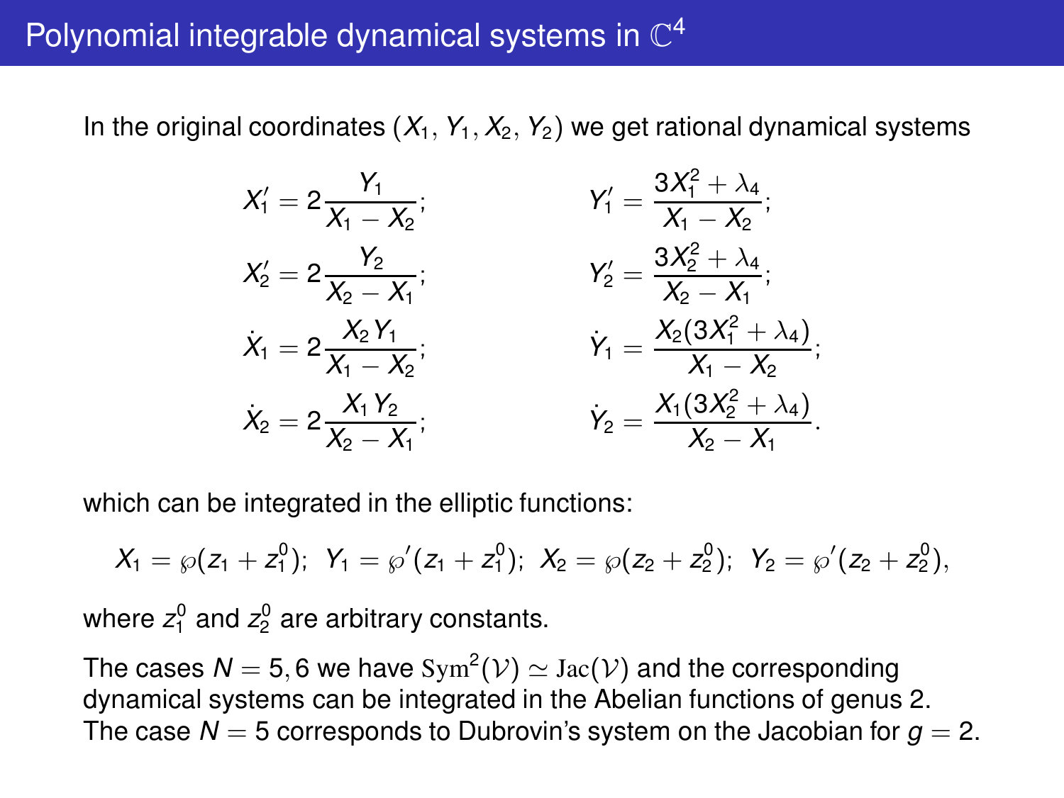# Polynomial integrable dynamical systems in $\mathbb{C}^4$

In the original coordinates $(X_1, Y_1, X_2, Y_2)$ we get rational dynamical systems

$$
\begin{aligned}
X_1' &= 2\frac{Y_1}{X_1 - X_2}; & Y_1' &= \frac{3X_1^2 + \lambda_4}{X_1 - X_2};\\
X_2' &= 2\frac{Y_2}{X_2 - X_1}; & Y_2' &= \frac{3X_2^2 + \lambda_4}{X_2 - X_1};\\
\dot{X}_1 &= 2\frac{X_2 Y_1}{X_1 - X_2}; & \dot{Y}_1 &= \frac{X_2(3X_1^2 + \lambda_4)}{X_1 - X_2};\\
\dot{X}_2 &= 2\frac{X_1 Y_2}{X_2 - X_1}; & \dot{Y}_2 &= \frac{X_1(3X_2^2 + \lambda_4)}{X_2 - X_1}.
\end{aligned}
$$

which can be integrated in the elliptic functions:

$$
X_1 = \wp(z_1 + z_1^0);\ \ Y_1 = \wp'(z_1 + z_1^0);\ \ X_2 = \wp(z_2 + z_2^0);\ \ Y_2 = \wp'(z_2 + z_2^0),
$$

where $z_1^0$ and $z_2^0$ are arbitrary constants.

The cases $N = 5, 6$ we have $\mathrm{Sym}^2(\mathcal{V}) \simeq \mathrm{Jac}(\mathcal{V})$ and the corresponding dynamical systems can be integrated in the Abelian functions of genus 2. The case $N = 5$ corresponds to Dubrovin's system on the Jacobian for $g = 2$.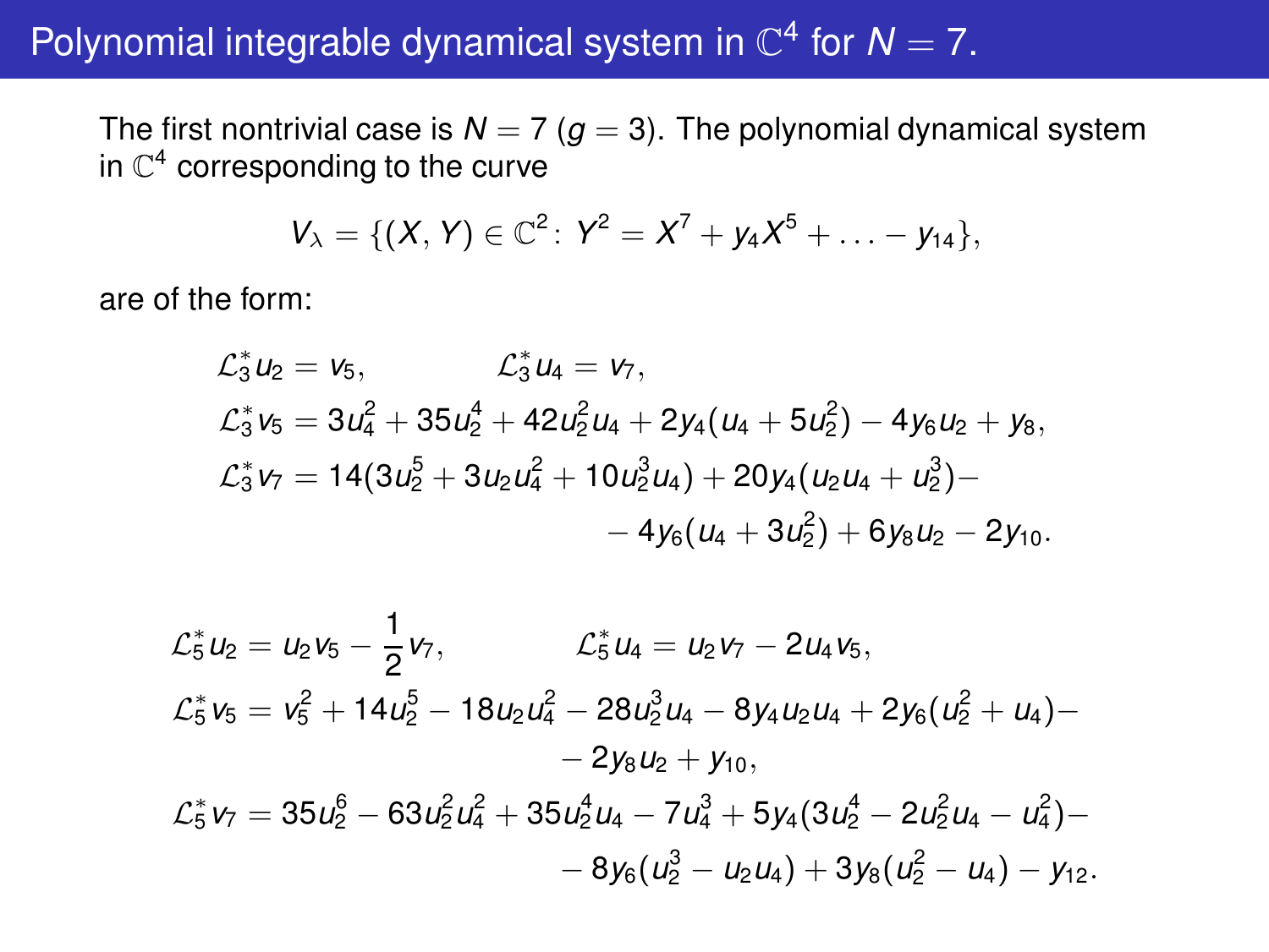# Polynomial integrable dynamical system in $\mathbb{C}^4$ for $N = 7$.

The first nontrivial case is $N = 7$ ($g = 3$). The polynomial dynamical system in $\mathbb{C}^4$ corresponding to the curve

$$V_\lambda = \{(X, Y) \in \mathbb{C}^2 \colon\ Y^2 = X^7 + y_4 X^5 + \ldots - y_{14}\},$$

are of the form:

$$
\begin{aligned}
&\mathcal{L}_3^* u_2 = v_5, \qquad\qquad \mathcal{L}_3^* u_4 = v_7,\\
&\mathcal{L}_3^* v_5 = 3u_4^2 + 35u_2^4 + 42u_2^2 u_4 + 2y_4(u_4 + 5u_2^2) - 4y_6 u_2 + y_8,\\
&\mathcal{L}_3^* v_7 = 14(3u_2^5 + 3u_2 u_4^2 + 10u_2^3 u_4) + 20y_4(u_2 u_4 + u_2^3) -\\
&\qquad\qquad - 4y_6(u_4 + 3u_2^2) + 6y_8 u_2 - 2y_{10}.
\end{aligned}
$$

$$
\begin{aligned}
&\mathcal{L}_5^* u_2 = u_2 v_5 - \frac{1}{2} v_7, \qquad\qquad \mathcal{L}_5^* u_4 = u_2 v_7 - 2u_4 v_5,\\
&\mathcal{L}_5^* v_5 = v_5^2 + 14u_2^5 - 18u_2 u_4^2 - 28u_2^3 u_4 - 8y_4 u_2 u_4 + 2y_6(u_2^2 + u_4) -\\
&\qquad\qquad - 2y_8 u_2 + y_{10},\\
&\mathcal{L}_5^* v_7 = 35u_2^6 - 63u_2^2 u_4^2 + 35u_2^4 u_4 - 7u_4^3 + 5y_4(3u_2^4 - 2u_2^2 u_4 - u_4^2) -\\
&\qquad\qquad - 8y_6(u_2^3 - u_2 u_4) + 3y_8(u_2^2 - u_4) - y_{12}.
\end{aligned}
$$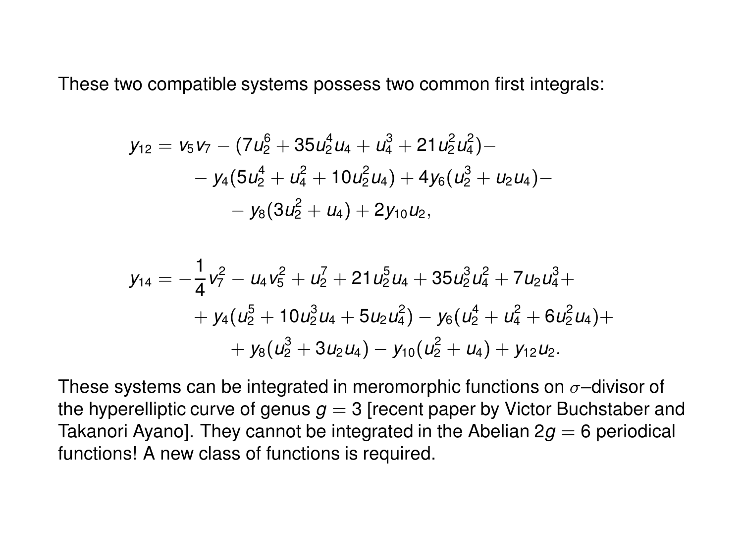These two compatible systems possess two common first integrals:

$$
\begin{aligned}
y_{12} = v_5 v_7 - (7u_2^6 + 35u_2^4 u_4 + u_4^3 + 21u_2^2 u_4^2) - \\
- y_4(5u_2^4 + u_4^2 + 10u_2^2 u_4) + 4y_6(u_2^3 + u_2 u_4) - \\
- y_8(3u_2^2 + u_4) + 2y_{10} u_2,
\end{aligned}
$$

$$
\begin{aligned}
y_{14} = -\frac{1}{4} v_7^2 - u_4 v_5^2 + u_2^7 + 21u_2^5 u_4 + 35u_2^3 u_4^2 + 7u_2 u_4^3 + \\
+ y_4(u_2^5 + 10u_2^3 u_4 + 5u_2 u_4^2) - y_6(u_2^4 + u_4^2 + 6u_2^2 u_4) + \\
+ y_8(u_2^3 + 3u_2 u_4) - y_{10}(u_2^2 + u_4) + y_{12} u_2.
\end{aligned}
$$

These systems can be integrated in meromorphic functions on $\sigma$–divisor of the hyperelliptic curve of genus $g = 3$ [recent paper by Victor Buchstaber and Takanori Ayano]. They cannot be integrated in the Abelian $2g = 6$ periodical functions! A new class of functions is required.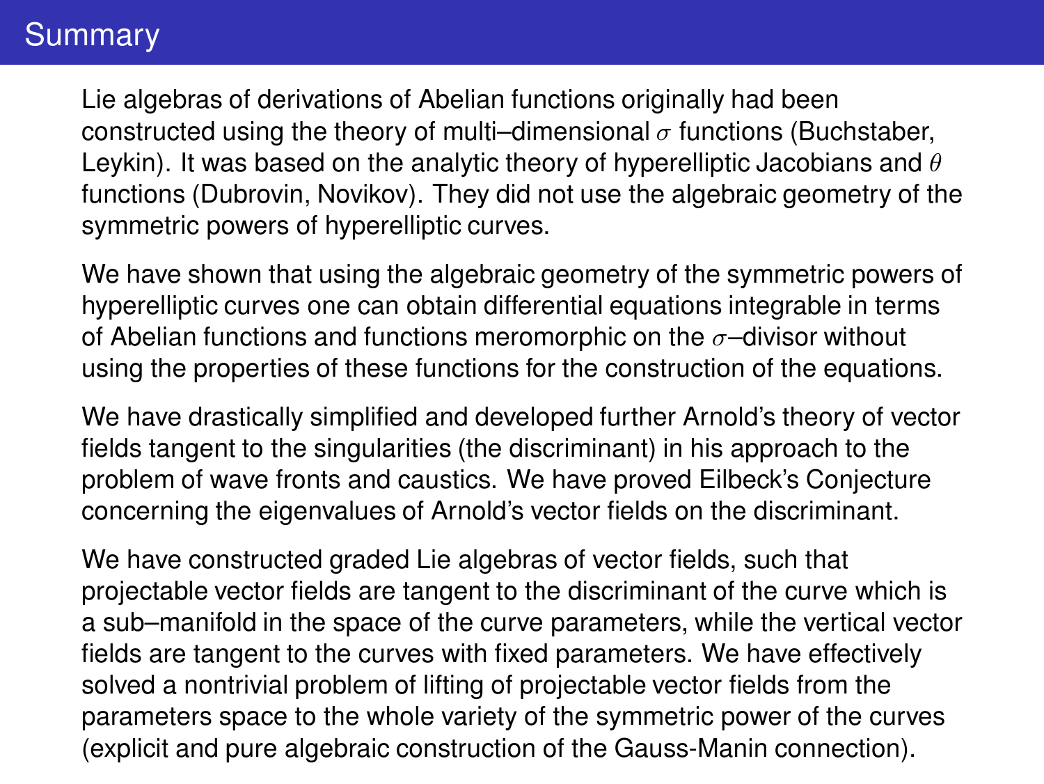# Summary

Lie algebras of derivations of Abelian functions originally had been constructed using the theory of multi–dimensional $\sigma$ functions (Buchstaber, Leykin). It was based on the analytic theory of hyperelliptic Jacobians and $\theta$ functions (Dubrovin, Novikov). They did not use the algebraic geometry of the symmetric powers of hyperelliptic curves.

We have shown that using the algebraic geometry of the symmetric powers of hyperelliptic curves one can obtain differential equations integrable in terms of Abelian functions and functions meromorphic on the $\sigma$–divisor without using the properties of these functions for the construction of the equations.

We have drastically simplified and developed further Arnold's theory of vector fields tangent to the singularities (the discriminant) in his approach to the problem of wave fronts and caustics. We have proved Eilbeck's Conjecture concerning the eigenvalues of Arnold's vector fields on the discriminant.

We have constructed graded Lie algebras of vector fields, such that projectable vector fields are tangent to the discriminant of the curve which is a sub–manifold in the space of the curve parameters, while the vertical vector fields are tangent to the curves with fixed parameters. We have effectively solved a nontrivial problem of lifting of projectable vector fields from the parameters space to the whole variety of the symmetric power of the curves (explicit and pure algebraic construction of the Gauss-Manin connection).